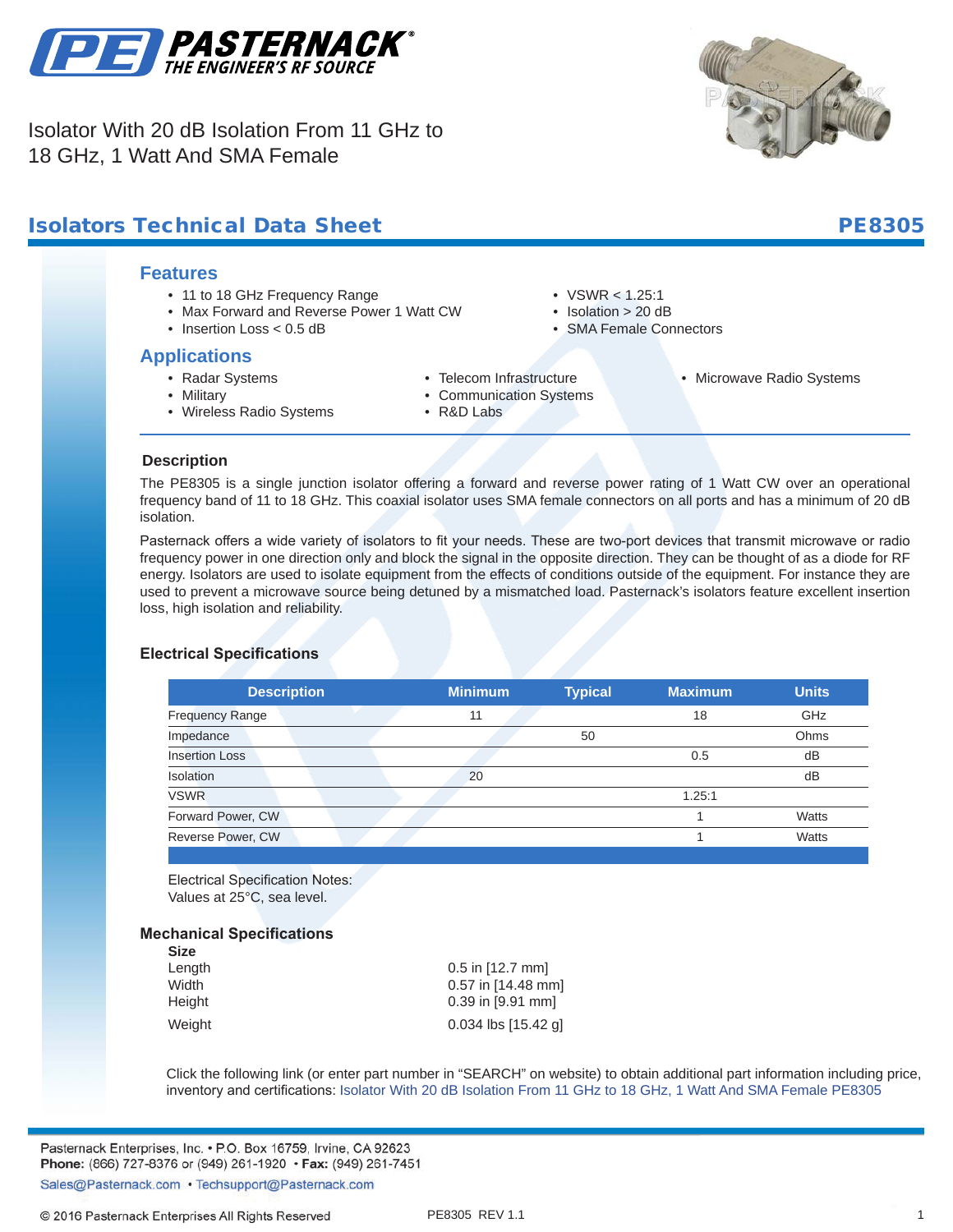# Isolator With 20 dB Isolation From 11 GHz to 18 GHz, 1 Watt And SMA Female

## Isolators Technical Data Sheet

**PE8305**

## Features

- 11 to 18 GHz Frequency Range
- Max Forward and Reverse Power 1 Watt CW
- Insertion Loss < 0.5 dB
- VSWR < 1.25:1
- Isolation > 20 dB
- SMA Female Connectors

## Applications

- Radar Systems
- Military
- Wireless Radio Systems
- Telecom Infrastructure
- Communication Systems
- R&D Labs
- Microwave Radio Systems

### Description

The PE8305 is a single junction isolator offering a forward and reverse power rating of 1 Watt CW over an operational frequency band of 11 to 18 GHz. This coaxial isolator uses SMA female connectors on all ports and has a minimum of 20 dB isolation.

Pasternack offers a wide variety of isolators to fit your needs. These are two-port devices that transmit microwave or radio frequency power in one direction only and block the signal in the opposite direction. They can be thought of as a diode for RF energy. Isolators are used to isolate equipment from the effects of conditions outside of the equipment. For instance they are used to prevent a microwave source being detuned by a mismatched load. Pasternack's isolators feature excellent insertion loss, high isolation and reliability.

### Electrical Specifications

| Description | Minimum | Typical | Maximum | Units |
|---|---|---|---|---|
| Frequency Range | 11 | | 18 | GHz |
| Impedance | | 50 | | Ohms |
| Insertion Loss | | | 0.5 | dB |
| Isolation | 20 | | | dB |
| VSWR | | | 1.25:1 | |
| Forward Power, CW | | | 1 | Watts |
| Reverse Power, CW | | | 1 | Watts |

Electrical Specification Notes:
Values at 25°C, sea level.

### Mechanical Specifications

**Size**

| | |
|---|---|
| Length | 0.5 in [12.7 mm] |
| Width | 0.57 in [14.48 mm] |
| Height | 0.39 in [9.91 mm] |
| Weight | 0.034 lbs [15.42 g] |

Click the following link (or enter part number in "SEARCH" on website) to obtain additional part information including price, inventory and certifications: Isolator With 20 dB Isolation From 11 GHz to 18 GHz, 1 Watt And SMA Female PE8305

Pasternack Enterprises, Inc. • P.O. Box 16759, Irvine, CA 92623
**Phone:** (866) 727-8376 or (949) 261-1920 • **Fax:** (949) 261-7451
Sales@Pasternack.com • Techsupport@Pasternack.com

© 2016 Pasternack Enterprises All Rights Reserved

PE8305 REV 1.1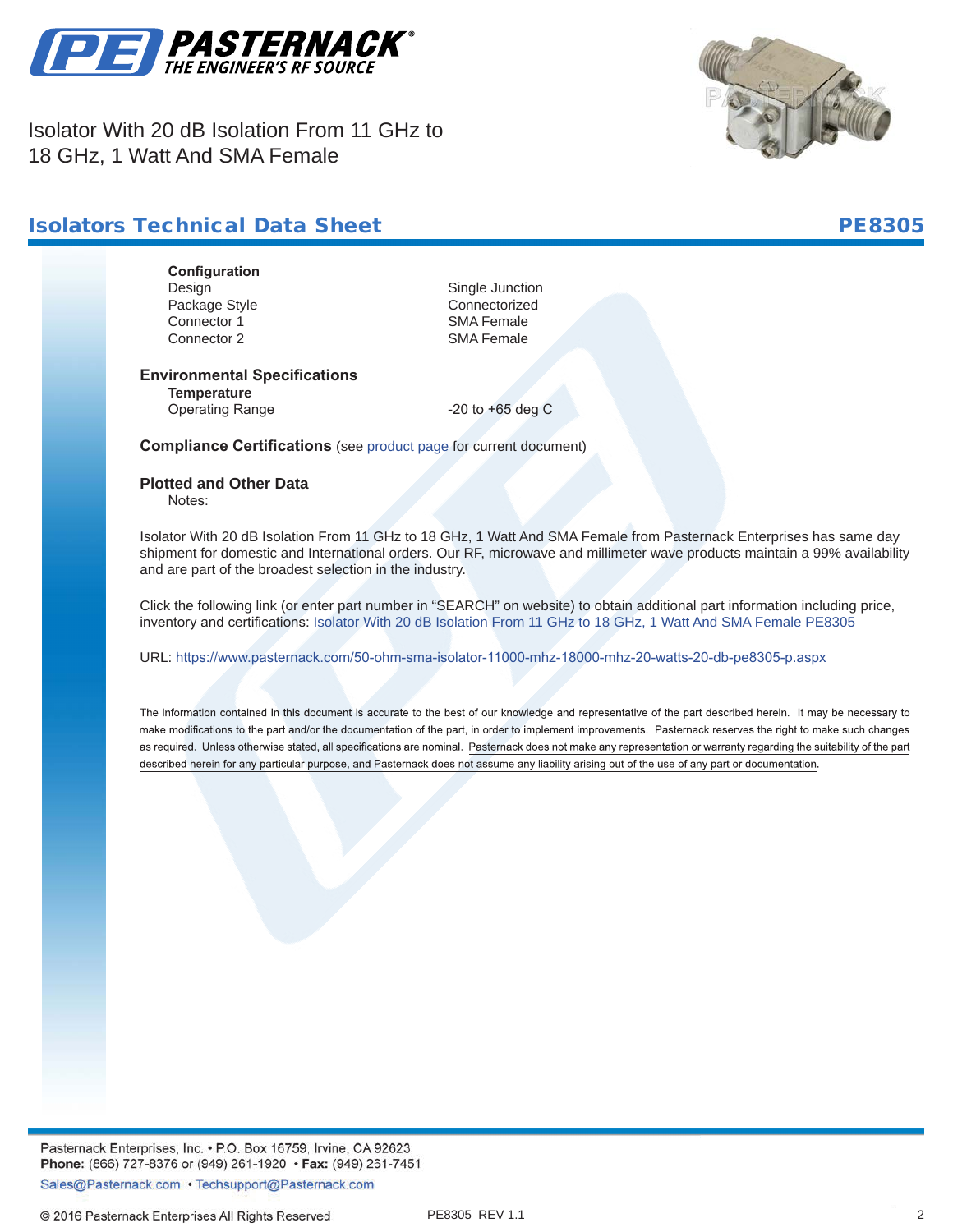Isolator With 20 dB Isolation From 11 GHz to 18 GHz, 1 Watt And SMA Female

## Isolators Technical Data Sheet — PE8305

**Configuration**

| | |
|---|---|
| Design | Single Junction |
| Package Style | Connectorized |
| Connector 1 | SMA Female |
| Connector 2 | SMA Female |

### Environmental Specifications

**Temperature**

| | |
|---|---|
| Operating Range | -20 to +65 deg C |

**Compliance Certifications** (see product page for current document)

### Plotted and Other Data

Notes:

Isolator With 20 dB Isolation From 11 GHz to 18 GHz, 1 Watt And SMA Female from Pasternack Enterprises has same day shipment for domestic and International orders. Our RF, microwave and millimeter wave products maintain a 99% availability and are part of the broadest selection in the industry.

Click the following link (or enter part number in "SEARCH" on website) to obtain additional part information including price, inventory and certifications: Isolator With 20 dB Isolation From 11 GHz to 18 GHz, 1 Watt And SMA Female PE8305

URL: https://www.pasternack.com/50-ohm-sma-isolator-11000-mhz-18000-mhz-20-watts-20-db-pe8305-p.aspx

The information contained in this document is accurate to the best of our knowledge and representative of the part described herein. It may be necessary to make modifications to the part and/or the documentation of the part, in order to implement improvements. Pasternack reserves the right to make such changes as required. Unless otherwise stated, all specifications are nominal. Pasternack does not make any representation or warranty regarding the suitability of the part described herein for any particular purpose, and Pasternack does not assume any liability arising out of the use of any part or documentation.

Pasternack Enterprises, Inc. • P.O. Box 16759, Irvine, CA 92623
**Phone:** (866) 727-8376 or (949) 261-1920 • **Fax:** (949) 261-7451
Sales@Pasternack.com • Techsupport@Pasternack.com

© 2016 Pasternack Enterprises All Rights Reserved PE8305 REV 1.1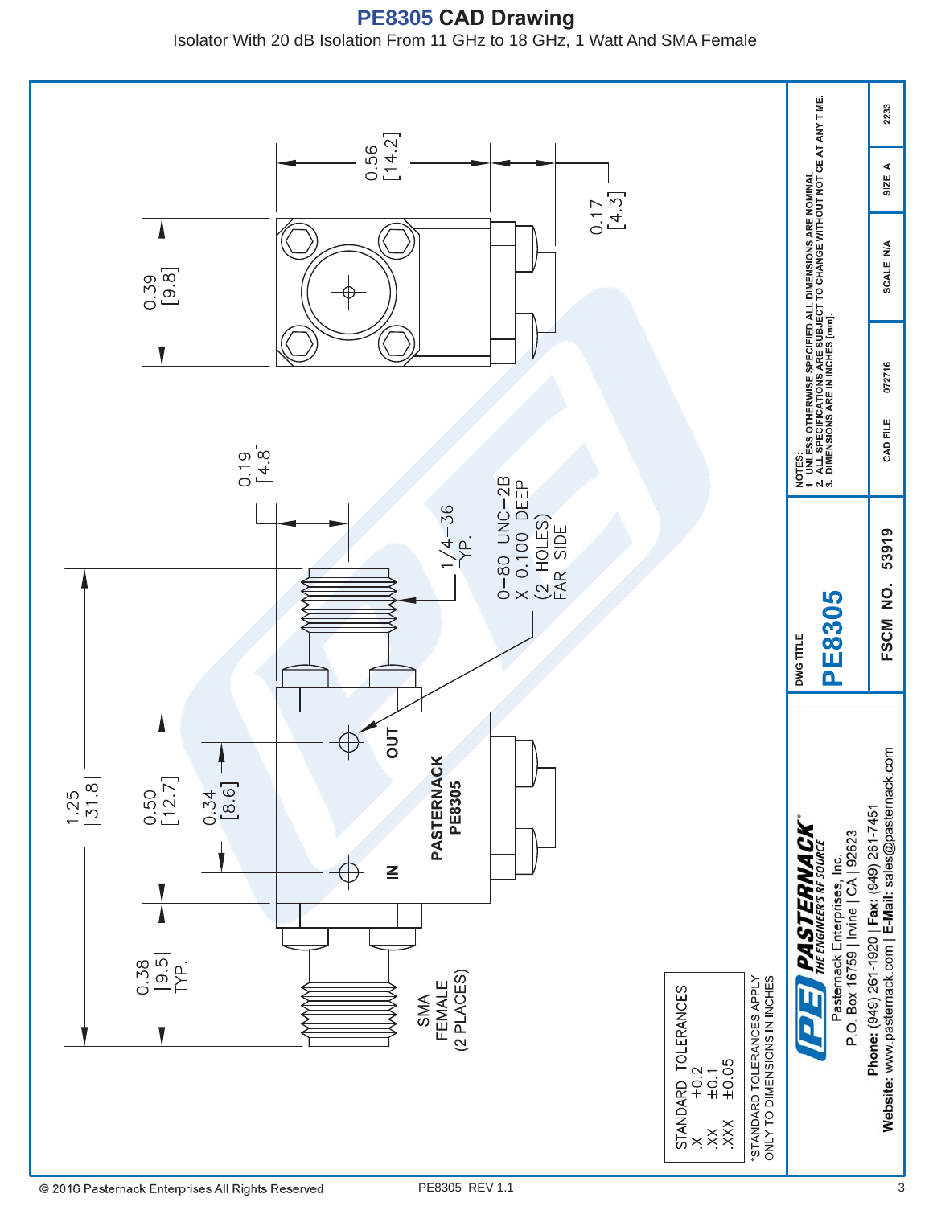# PE8305 CAD Drawing

Isolator With 20 dB Isolation From 11 GHz to 18 GHz, 1 Watt And SMA Female

1.25
[31.8]

0.50
[12.7]

0.34
[8.6]

0.38
[9.5]
TYP.

0.19
[4.8]

0.39
[9.8]

0.56
[14.2]

0.17
[4.3]

1/4–36
TYP.

0–80 UNC–2B
X 0.100 DEEP
(2 HOLES)
FAR SIDE

OUT

IN

PASTERNACK
PE8305

SMA
FEMALE
(2 PLACES)

| STANDARD TOLERANCES | |
|---|---|
| .X | ±0.2 |
| .XX | ±0.1 |
| .XXX | ±0.05 |

*STANDARD TOLERANCES APPLY ONLY TO DIMENSIONS IN INCHES

NOTES:
1. UNLESS OTHERWISE SPECIFIED ALL DIMENSIONS ARE NOMINAL.
2. ALL SPECIFICATIONS ARE SUBJECT TO CHANGE WITHOUT NOTICE AT ANY TIME.
3. DIMENSIONS ARE IN INCHES [mm].

DWG TITLE: **PE8305**

FSCM NO. 53919 | CAD FILE 072716 | SCALE N/A | SIZE A | 2233

**PASTERNACK®**
THE ENGINEER'S RF SOURCE

Pasternack Enterprises, Inc.
P.O. Box 16759 | Irvine | CA | 92623
**Phone:** (949) 261-1920 | **Fax:** (949) 261-7451
**Website:** www.pasternack.com | **E-Mail:** sales@pasternack.com

© 2016 Pasternack Enterprises All Rights Reserved

PE8305 REV 1.1